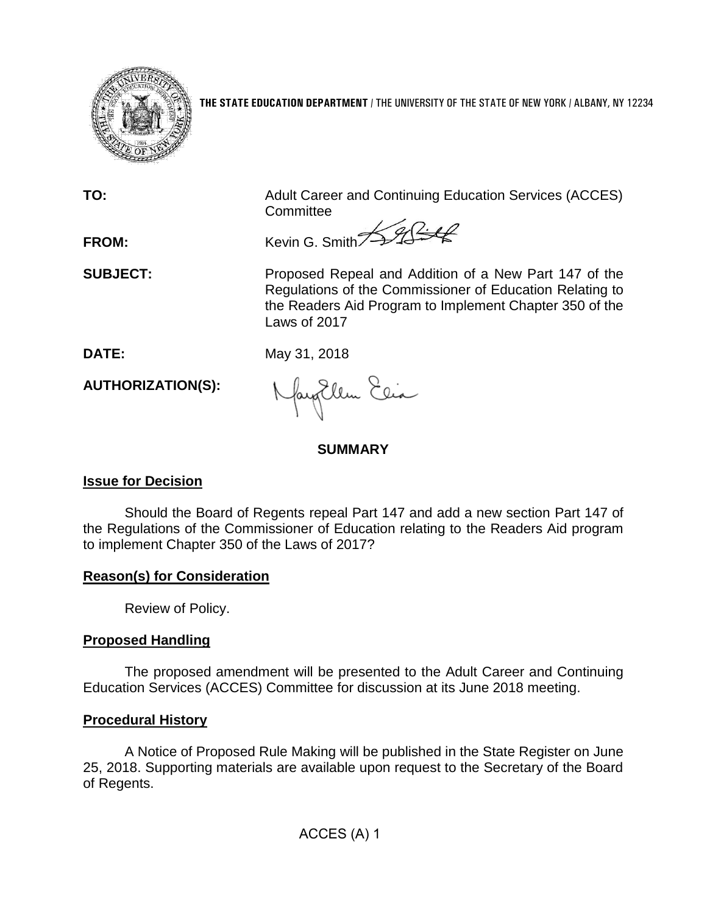**THE STATE EDUCATION DEPARTMENT** / THE UNIVERSITY OF THE STATE OF NEW YORK / ALBANY, NY 12234

**TO:** Adult Career and Continuing Education Services (ACCES) Committee

**FROM:** Kevin G. Smith

**SUBJECT:** Proposed Repeal and Addition of a New Part 147 of the Regulations of the Commissioner of Education Relating to the Readers Aid Program to Implement Chapter 350 of the Laws of 2017

**DATE:** May 31, 2018

**AUTHORIZATION(S):**

## SUMMARY

### Issue for Decision

Should the Board of Regents repeal Part 147 and add a new section Part 147 of the Regulations of the Commissioner of Education relating to the Readers Aid program to implement Chapter 350 of the Laws of 2017?

### Reason(s) for Consideration

Review of Policy.

### Proposed Handling

The proposed amendment will be presented to the Adult Career and Continuing Education Services (ACCES) Committee for discussion at its June 2018 meeting.

### Procedural History

A Notice of Proposed Rule Making will be published in the State Register on June 25, 2018. Supporting materials are available upon request to the Secretary of the Board of Regents.

ACCES (A) 1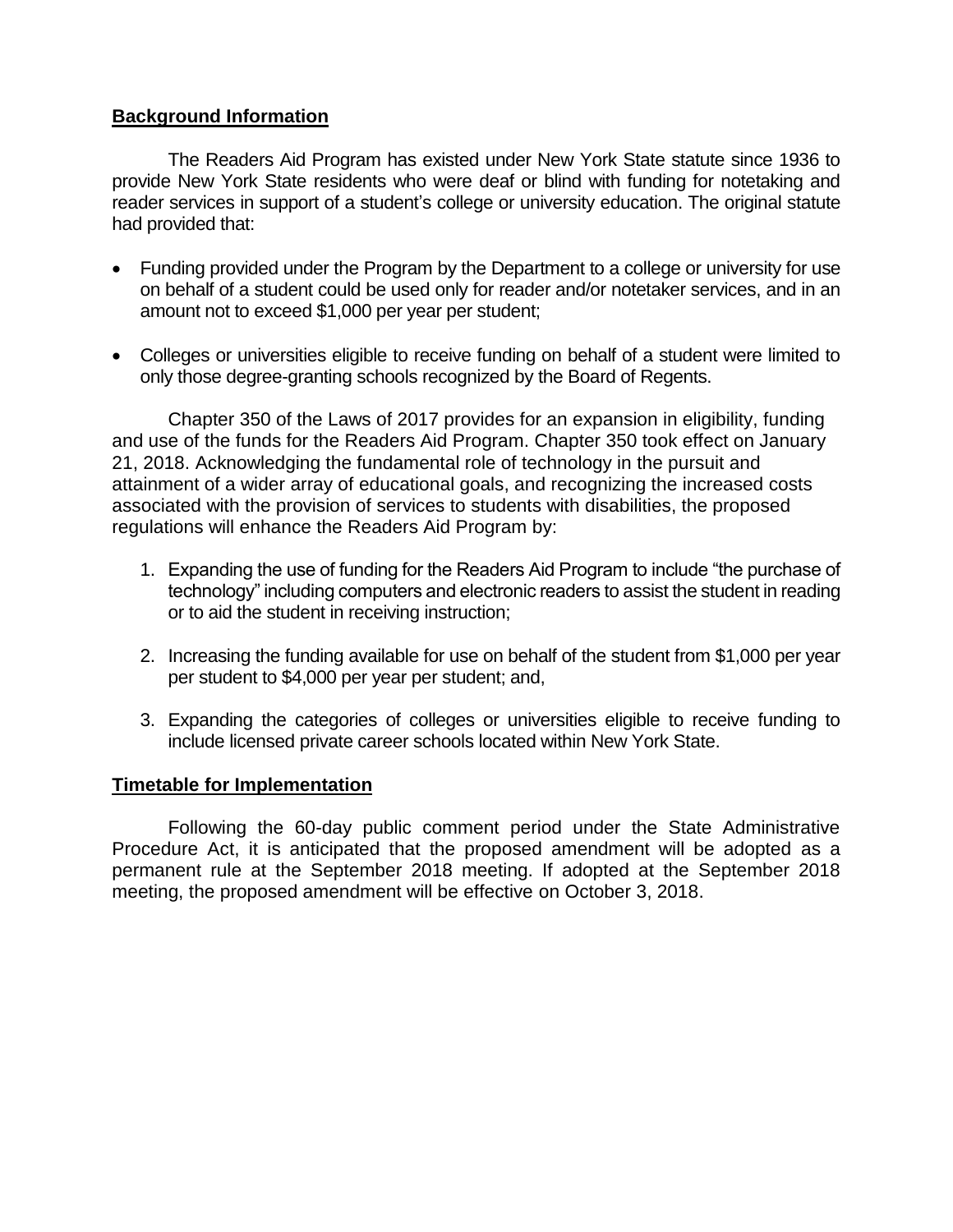## Background Information

The Readers Aid Program has existed under New York State statute since 1936 to provide New York State residents who were deaf or blind with funding for notetaking and reader services in support of a student's college or university education. The original statute had provided that:

- Funding provided under the Program by the Department to a college or university for use on behalf of a student could be used only for reader and/or notetaker services, and in an amount not to exceed $1,000 per year per student;

- Colleges or universities eligible to receive funding on behalf of a student were limited to only those degree-granting schools recognized by the Board of Regents.

Chapter 350 of the Laws of 2017 provides for an expansion in eligibility, funding and use of the funds for the Readers Aid Program. Chapter 350 took effect on January 21, 2018. Acknowledging the fundamental role of technology in the pursuit and attainment of a wider array of educational goals, and recognizing the increased costs associated with the provision of services to students with disabilities, the proposed regulations will enhance the Readers Aid Program by:

1. Expanding the use of funding for the Readers Aid Program to include "the purchase of technology" including computers and electronic readers to assist the student in reading or to aid the student in receiving instruction;

2. Increasing the funding available for use on behalf of the student from $1,000 per year per student to $4,000 per year per student; and,

3. Expanding the categories of colleges or universities eligible to receive funding to include licensed private career schools located within New York State.

## Timetable for Implementation

Following the 60-day public comment period under the State Administrative Procedure Act, it is anticipated that the proposed amendment will be adopted as a permanent rule at the September 2018 meeting. If adopted at the September 2018 meeting, the proposed amendment will be effective on October 3, 2018.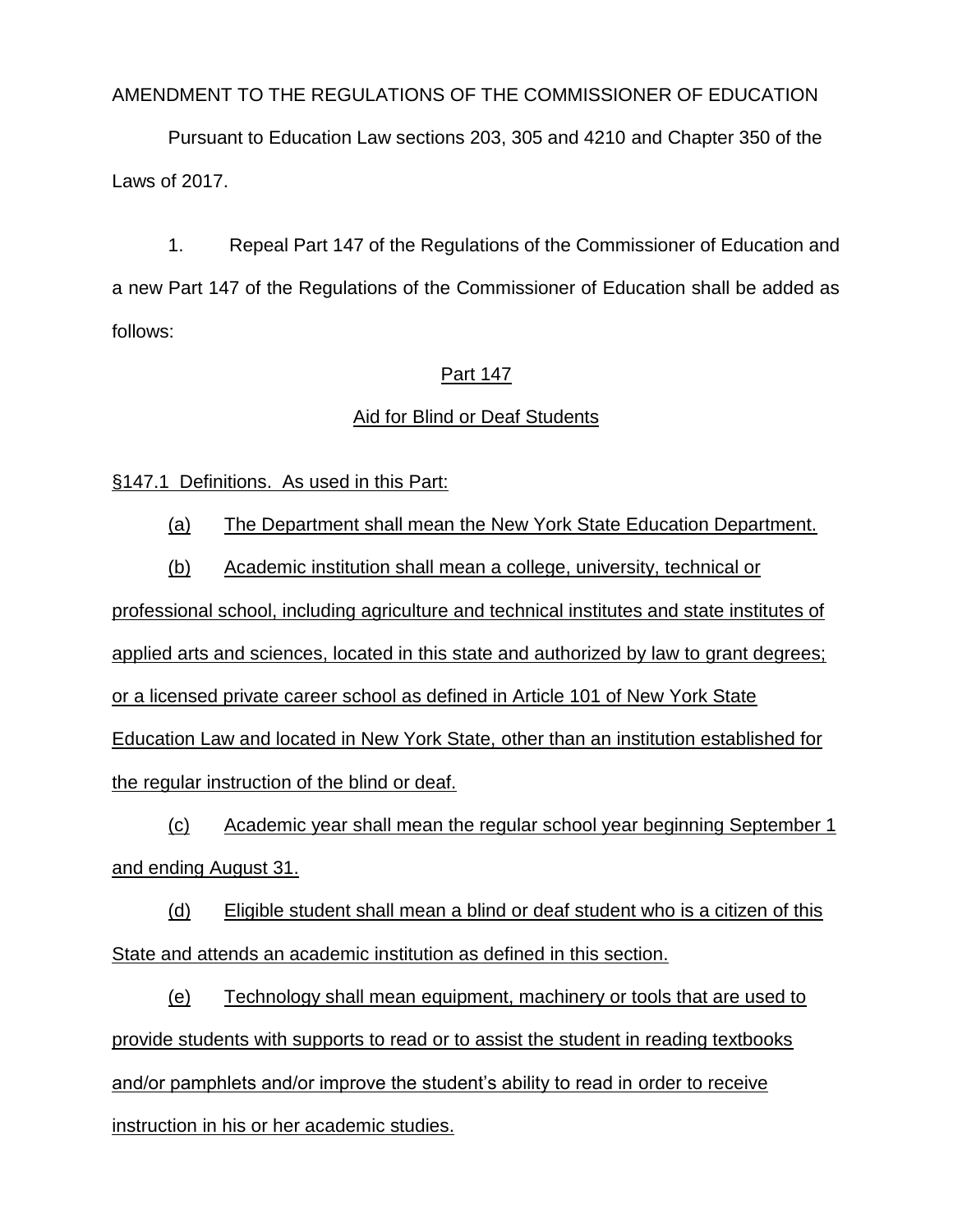AMENDMENT TO THE REGULATIONS OF THE COMMISSIONER OF EDUCATION

Pursuant to Education Law sections 203, 305 and 4210 and Chapter 350 of the Laws of 2017.

1. Repeal Part 147 of the Regulations of the Commissioner of Education and a new Part 147 of the Regulations of the Commissioner of Education shall be added as follows:

<u>Part 147</u>

<u>Aid for Blind or Deaf Students</u>

<u>§147.1 Definitions. As used in this Part:</u>

<u>(a)</u> <u>The Department shall mean the New York State Education Department.</u>

<u>(b)</u> <u>Academic institution shall mean a college, university, technical or professional school, including agriculture and technical institutes and state institutes of applied arts and sciences, located in this state and authorized by law to grant degrees; or a licensed private career school as defined in Article 101 of New York State Education Law and located in New York State, other than an institution established for the regular instruction of the blind or deaf.</u>

<u>(c)</u> <u>Academic year shall mean the regular school year beginning September 1 and ending August 31.</u>

<u>(d)</u> <u>Eligible student shall mean a blind or deaf student who is a citizen of this State and attends an academic institution as defined in this section.</u>

<u>(e)</u> <u>Technology shall mean equipment, machinery or tools that are used to provide students with supports to read or to assist the student in reading textbooks and/or pamphlets and/or improve the student's ability to read in order to receive instruction in his or her academic studies.</u>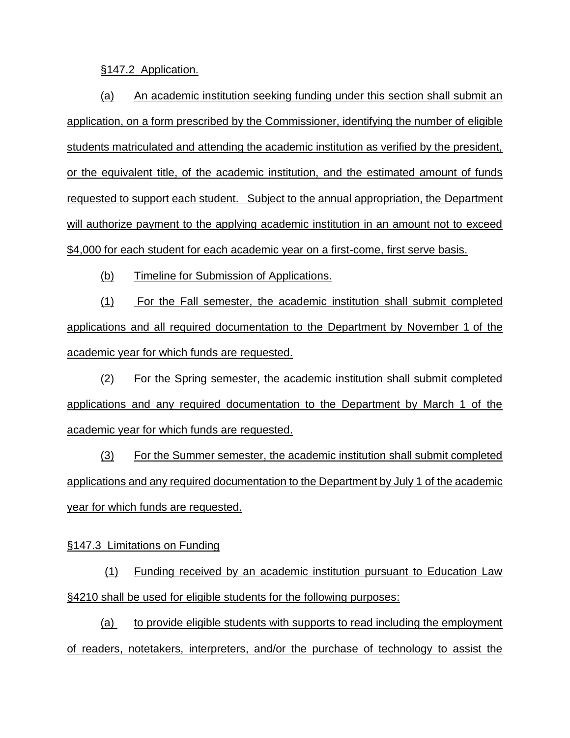§147.2 Application.

(a) An academic institution seeking funding under this section shall submit an application, on a form prescribed by the Commissioner, identifying the number of eligible students matriculated and attending the academic institution as verified by the president, or the equivalent title, of the academic institution, and the estimated amount of funds requested to support each student. Subject to the annual appropriation, the Department will authorize payment to the applying academic institution in an amount not to exceed $4,000 for each student for each academic year on a first-come, first serve basis.

(b) Timeline for Submission of Applications.

(1) For the Fall semester, the academic institution shall submit completed applications and all required documentation to the Department by November 1 of the academic year for which funds are requested.

(2) For the Spring semester, the academic institution shall submit completed applications and any required documentation to the Department by March 1 of the academic year for which funds are requested.

(3) For the Summer semester, the academic institution shall submit completed applications and any required documentation to the Department by July 1 of the academic year for which funds are requested.

§147.3 Limitations on Funding

(1) Funding received by an academic institution pursuant to Education Law §4210 shall be used for eligible students for the following purposes:

(a) to provide eligible students with supports to read including the employment of readers, notetakers, interpreters, and/or the purchase of technology to assist the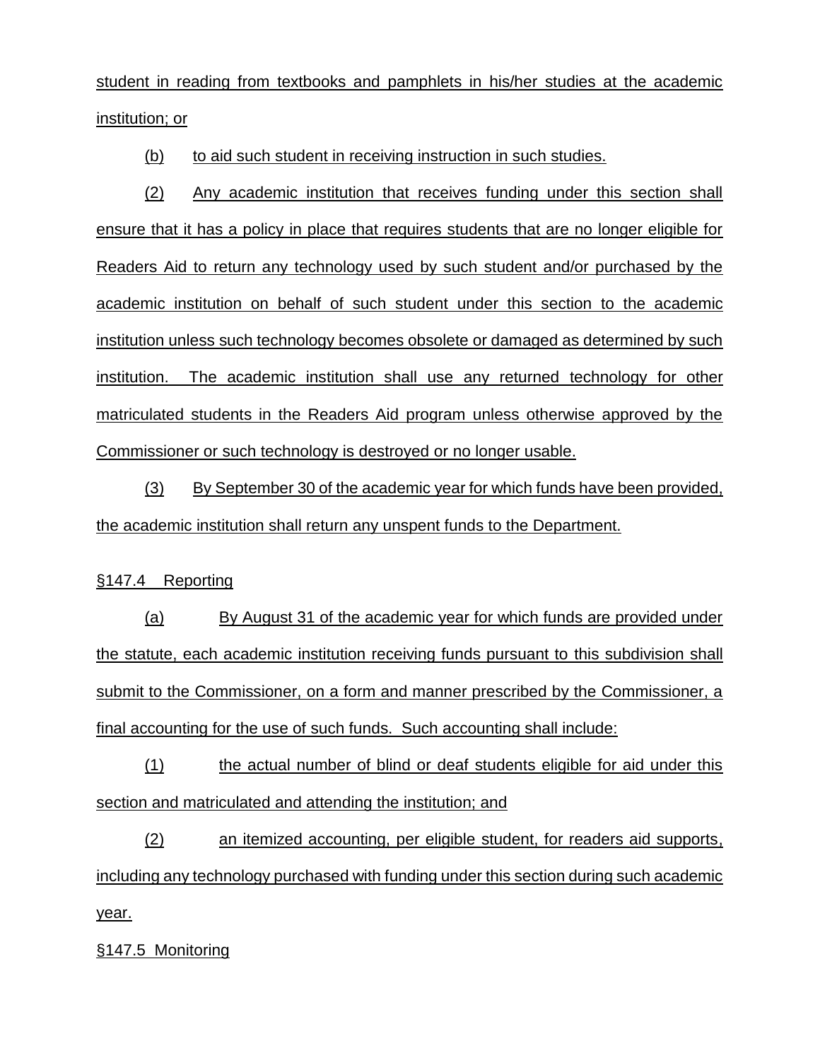student in reading from textbooks and pamphlets in his/her studies at the academic institution; or

(b) to aid such student in receiving instruction in such studies.

(2) Any academic institution that receives funding under this section shall ensure that it has a policy in place that requires students that are no longer eligible for Readers Aid to return any technology used by such student and/or purchased by the academic institution on behalf of such student under this section to the academic institution unless such technology becomes obsolete or damaged as determined by such institution. The academic institution shall use any returned technology for other matriculated students in the Readers Aid program unless otherwise approved by the Commissioner or such technology is destroyed or no longer usable.

(3) By September 30 of the academic year for which funds have been provided, the academic institution shall return any unspent funds to the Department.

§147.4 Reporting

(a) By August 31 of the academic year for which funds are provided under the statute, each academic institution receiving funds pursuant to this subdivision shall submit to the Commissioner, on a form and manner prescribed by the Commissioner, a final accounting for the use of such funds. Such accounting shall include:

(1) the actual number of blind or deaf students eligible for aid under this section and matriculated and attending the institution; and

(2) an itemized accounting, per eligible student, for readers aid supports, including any technology purchased with funding under this section during such academic year.

§147.5 Monitoring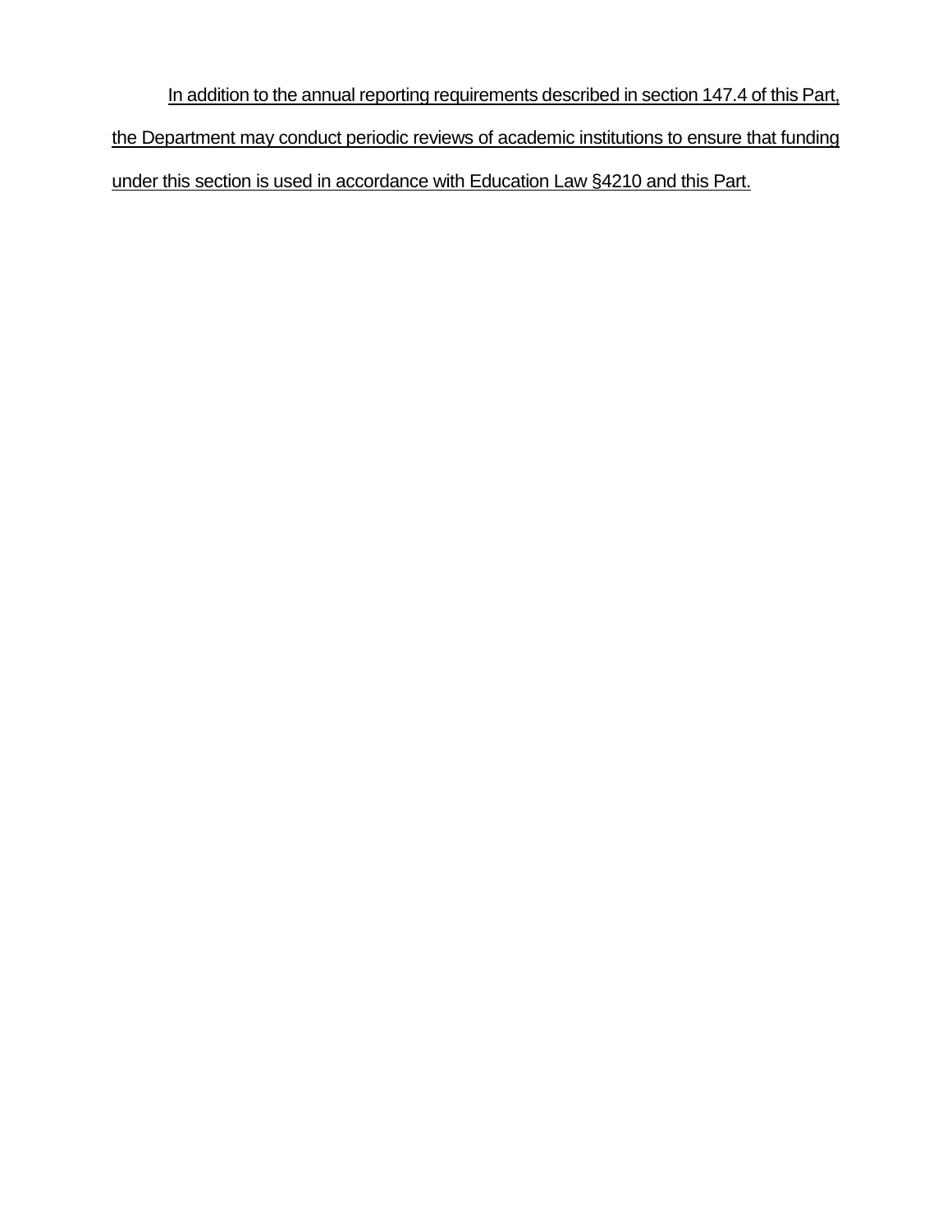<u>In addition to the annual reporting requirements described in section 147.4 of this Part, the Department may conduct periodic reviews of academic institutions to ensure that funding under this section is used in accordance with Education Law §4210 and this Part.</u>